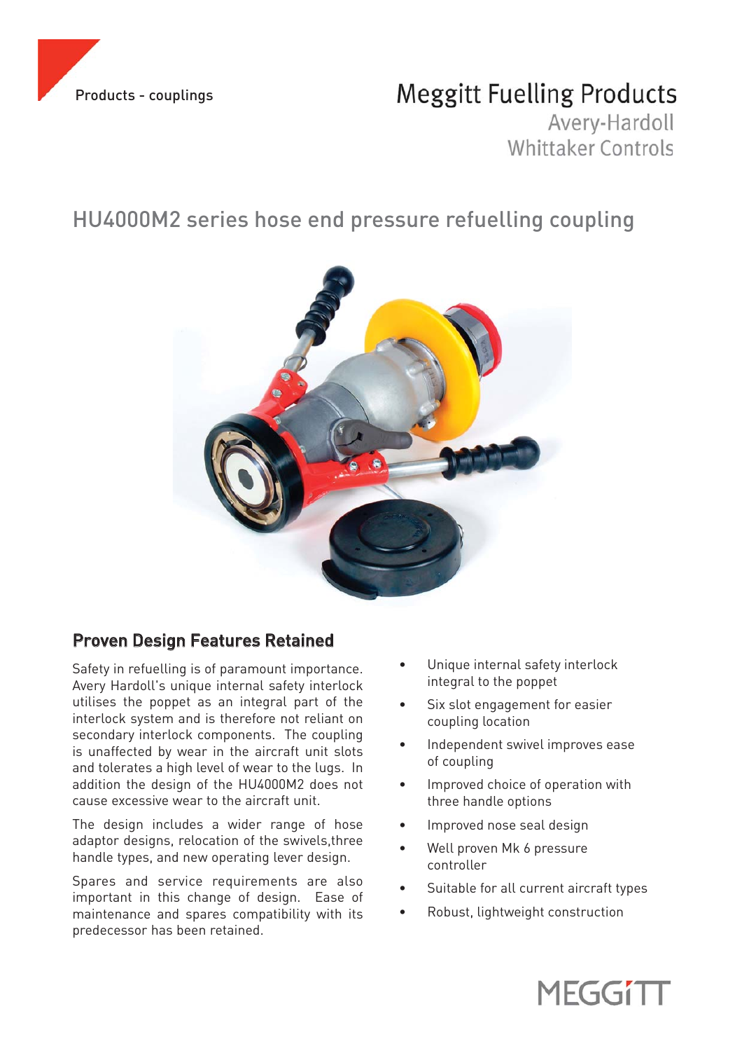Products - couplings

# Meggitt Fuelling Products

Avery-Hardoll
Whittaker Controls

## HU4000M2 series hose end pressure refuelling coupling

### Proven Design Features Retained

Safety in refuelling is of paramount importance. Avery Hardoll's unique internal safety interlock utilises the poppet as an integral part of the interlock system and is therefore not reliant on secondary interlock components. The coupling is unaffected by wear in the aircraft unit slots and tolerates a high level of wear to the lugs. In addition the design of the HU4000M2 does not cause excessive wear to the aircraft unit.

The design includes a wider range of hose adaptor designs, relocation of the swivels,three handle types, and new operating lever design.

Spares and service requirements are also important in this change of design. Ease of maintenance and spares compatibility with its predecessor has been retained.

- Unique internal safety interlock integral to the poppet
- Six slot engagement for easier coupling location
- Independent swivel improves ease of coupling
- Improved choice of operation with three handle options
- Improved nose seal design
- Well proven Mk 6 pressure controller
- Suitable for all current aircraft types
- Robust, lightweight construction

MEGGITT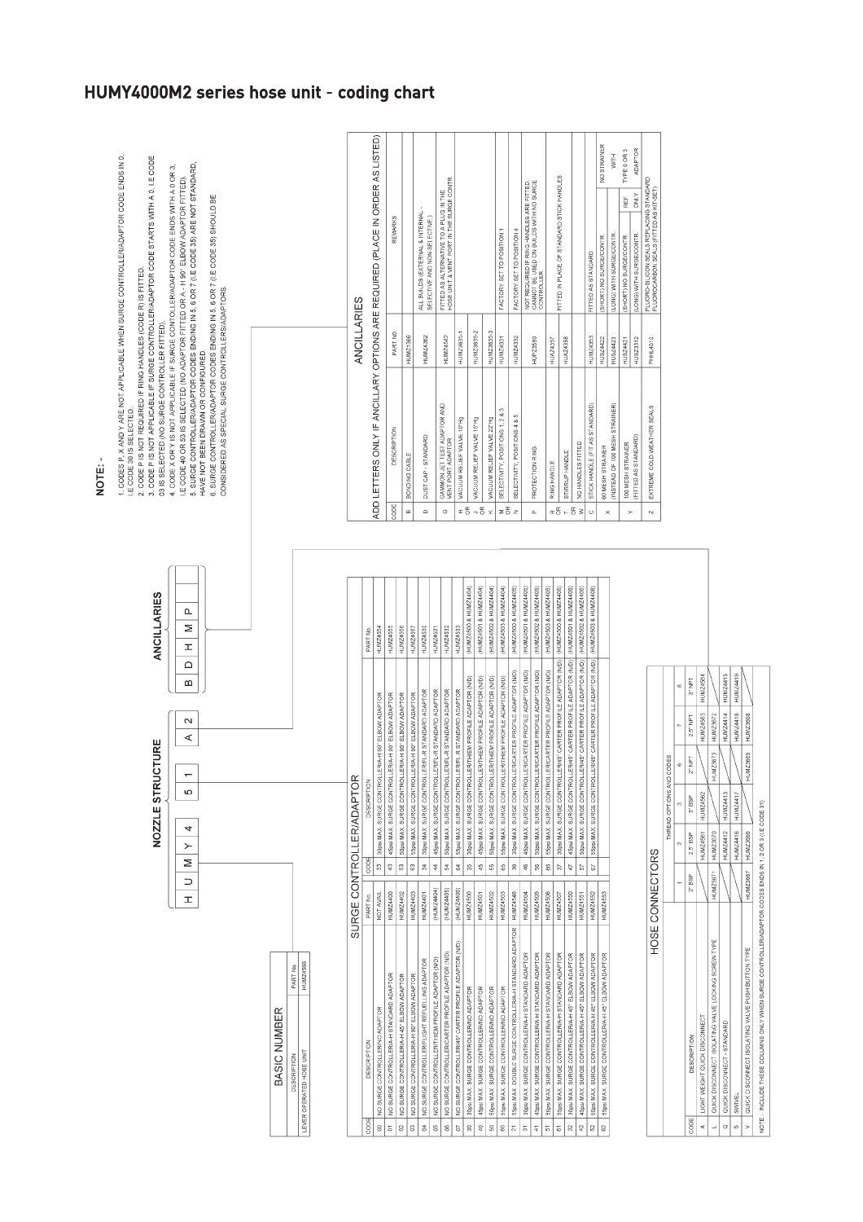# HUMY4000M2 series hose unit - coding chart

## NOZZLE STRUCTURE

| H | U | M | Y | 4 | 5 | 1 | A | 2 | B | D | H | M | P |
|---|---|---|---|---|---|---|---|---|---|---|---|---|---|

ANCILLARIES: B D H M P

## NOTE: -

1. CODES P, X AND Y ARE NOT APPLICABLE WHEN SURGE CONTROLLER/ADAPTOR CODE ENDS IN 0, I.E CODE 30 IS SELECTED.
2. CODE P IS NOT REQUIRED IF RING HANDLES (CODE R) IS FITTED.
3. CODE P IS NOT APPLICABLE IF SURGE CONTROLLER/ADAPTOR CODE STARTS WITH A 0, I.E CODE 03 IS SELECTED (NO SURGE CONTROLLER FITTED).
4. CODE X OR Y IS NOT APPLICABLE IF SURGE CONTROLLER/ADAPTOR CODE ENDS WITH A 0 OR 3, I.E CODE 40 OR 53 IS SELECTED (NO ADAPTOR FITTED OR A - H 90° ELBOW ADAPTOR FITTED).
5. SURGE CONTROLLER/ADAPTOR CODES ENDING IN 5, 6 OR 7 (I.E CODE 35) ARE NOT STANDARD, HAVE NOT BEEN DRAWN OR CONFIGURED.
6. SURGE CONTROLLER/ADAPTOR CODES ENDING IN 5, 6 OR 7 (I.E CODE 35) SHOULD BE CONSIDERED AS SPECIAL SURGE CONTROLLERS/ADAPTORS.

## BASIC NUMBER

| DESCRIPTION | PART No. |
|---|---|
| LEVER OPERATED HOSE UNIT | HUMZ4999 |

## SURGE CONTROLLER/ADAPTOR

| CODE | DESCRIPTION | PART No. | CODE | DESCRIPTION | PART No. |
|---|---|---|---|---|---|
| 00 | NO SURGE CONTROLLER/NO ADAPTOR | NOT AVAIL | 33 | 30psi MAX. SURGE CONTROLLER/A-H 90° ELBOW ADAPTOR | HUMZ4054 |
| 01 | NO SURGE CONTROLLER/A-H STANDARD ADAPTOR | HUMZ4400 | 43 | 45psi MAX. SURGE CONTROLLER/A-H 90° ELBOW ADAPTOR | HUMZ4055 |
| 02 | NO SURGE CONTROLLER/A-H 45° ELBOW ADAPTOR | HUMZ4402 | 53 | 50psi MAX. SURGE CONTROLLER/A-H 90° ELBOW ADAPTOR | HUMZ4056 |
| 03 | NO SURGE CONTROLLER/A-H 90° ELBOW ADAPTOR | HUMZ4403 | 63 | 55psi MAX. SURGE CONTROLLER/A-H 90° ELBOW ADAPTOR | HUMZ4057 |
| 04 | NO SURGE CONTROLLER/FLIGHT REFUELLING ADAPTOR | HUMZ4401 | 34 | 30psi MAX. SURGE CONTROLLER/FL-R STANDARD ADAPTOR | HUMZ4530 |
| 05 | NO SURGE CONTROLLER/THEM PROFILE ADAPTOR (N/D) | (HUMZ4404) | 44 | 45psi MAX. SURGE CONTROLLER/FL-R STANDARD ADAPTOR | HUMZ4531 |
| 06 | NO SURGE CONTROLLER/CARTER PROFILE ADAPTOR (N/D) | (HUMZ4405) | 54 | 50psi MAX. SURGE CONTROLLER/FL-R STANDARD ADAPTOR | HUMZ4532 |
| 07 | NO SURGE CONTROLLER/45° CARTER PROFILE ADAPTOR (N/D) | (HUMZ4406) | 64 | 55psi MAX. SURGE CONTROLLER/FL-R STANDARD ADAPTOR | HUMZ4533 |
| 30 | 30psi MAX. SURGE CONTROLLER/NO ADAPTOR | HUMZ4500 | 35 | 30psi MAX. SURGE CONTROLLER/THEM PROFILE ADAPTOR (N/D) | (HUMZ4500 & HUMZ4404) |
| 40 | 45psi MAX. SURGE CONTROLLER/NO ADAPTOR | HUMZ4501 | 45 | 45psi MAX. SURGE CONTROLLER/THEM PROFILE ADAPTOR (N/D) | (HUMZ4501 & HUMZ4404) |
| 50 | 50psi MAX. SURGE CONTROLLER/NO ADAPTOR | HUMZ4502 | 55 | 50psi MAX. SURGE CONTROLLER/THEM PROFILE ADAPTOR (N/D) | (HUMZ4502 & HUMZ4404) |
| 60 | 55psi MAX. SURGE CONTROLLER/NO ADAPTOR | HUMZ4503 | 65 | 55psi MAX. SURGE CONTROLLER/THEM PROFILE ADAPTOR (N/D) | (HUMZ4503 & HUMZ4404) |
| 21 | 55psi MAX. DOUBLE SURGE CONTROLLER/A-H STANDARD ADAPTOR | HUMZ4546 | 36 | 30psi MAX. SURGE CONTROLLER/CARTER PROFILE ADAPTOR (N/D) | (HUMZ4500 & HUMZ4405) |
| 31 | 30psi MAX. SURGE CONTROLLER/A-H STANDARD ADAPTOR | HUMZ4504 | 46 | 45psi MAX. SURGE CONTROLLER/CARTER PROFILE ADAPTOR (N/D) | (HUMZ4501 & HUMZ4405) |
| 41 | 45psi MAX. SURGE CONTROLLER/A-H STANDARD ADAPTOR | HUMZ4505 | 56 | 50psi MAX. SURGE CONTROLLER/CARTER PROFILE ADAPTOR (N/D) | (HUMZ4502 & HUMZ4405) |
| 51 | 50psi MAX. SURGE CONTROLLER/A-H STANDARD ADAPTOR | HUMZ4506 | 66 | 55psi MAX. SURGE CONTROLLER/CARTER PROFILE ADAPTOR (N/D) | (HUMZ4503 & HUMZ4405) |
| 61 | 55psi MAX. SURGE CONTROLLER/A-H STANDARD ADAPTOR | HUMZ4507 | 37 | 30psi MAX. SURGE CONTROLLER/45° CARTER PROFILE ADAPTOR (N/D) | (HUMZ4500 & HUMZ4406) |
| 32 | 30psi MAX. SURGE CONTROLLER/A-H 45° ELBOW ADAPTOR | HUMZ4550 | 47 | 45psi MAX. SURGE CONTROLLER/45° CARTER PROFILE ADAPTOR (N/D) | (HUMZ4501 & HUMZ4406) |
| 42 | 45psi MAX. SURGE CONTROLLER/A-H 45° ELBOW ADAPTOR | HUMZ4551 | 57 | 50psi MAX. SURGE CONTROLLER/45° CARTER PROFILE ADAPTOR (N/D) | (HUMZ4502 & HUMZ4406) |
| 52 | 50psi MAX. SURGE CONTROLLER/A-H 45° ELBOW ADAPTOR | HUMZ4552 | 67 | 55psi MAX. SURGE CONTROLLER/45° CARTER PROFILE ADAPTOR (N/D) | (HUMZ4503 & HUMZ4406) |
| 62 | 55psi MAX. SURGE CONTROLLER/A-H 45° ELBOW ADAPTOR | HUMZ4553 | | | |

## HOSE CONNECTORS

| CODE | DESCRIPTION | THREAD OPTIONS AND CODES 1: 2" BSP | 2: 2.5" BSP | 3: 3" BSP | 6: 2" NPT | 7: 2.5" NPT | 8: 3" NPT |
|---|---|---|---|---|---|---|---|
| A | LIGHT WEIGHT QUICK DISCONNECT | | HUMZ4561 | HUMZ4562 | | HUMZ4563 | HUMZ4564 |
| L | QUICK DISCONNECT ISOLATING VALVE LOCKING SCREW TYPE | HUMZ3671 | HUMZ3670 | | HUMZ3673 | HUMZ3672 | |
| Q | QUICK DISCONNECT - STANDARD | | HUMZ4412 | HUMZ4413 | | HUMZ4414 | HUMZ4415 |
| S | SWIVEL | | HUMZ4416 | HUMZ4417 | | HUMZ4418 | HUMZ4419 |
| V | QUICK DISCONNECT ISOLATING VALVE PUSHBUTTON TYPE | HUMZ3667 | HUMZ3666 | | HUMZ3669 | HUMZ3668 | |

NOTE: - INCLUDE THESE COLUMNS ONLY WHEN SURGE CONTROLLER/ADAPTOR CODES ENDS IN 1, 2 OR 3 (I.E CODE 31)

## ANCILLARIES

ADD LETTERS ONLY IF ANCILLARY OPTIONS ARE REQUIRED (PLACE IN ORDER AS LISTED)

| CODE | DESCRIPTION | PART No. | REMARKS |
|---|---|---|---|
| B | BONDING CABLE | HUMZ1366 | |
| D | DUST CAP - STANDARD | HUMZ4362 | ALL BUILDS (EXTERNAL & INTERNAL - SELECTIVE AND NON-SELECTIVE) |
| G | GAMMON JET TEST ADAPTOR AND VENT PORT ADAPTOR | HUMZ4542 | FITTED AS ALTERNATIVE TO A PLUG IN THE HOSE UNIT & VENT PORT IN THE SURGE CONTR |
| H OR | VACUUM RELIEF VALVE 10"Hg | HUMZ3635-1 | |
| J OR | VACUUM RELIEF VALVE 15"Hg | HUMZ3635-2 | |
| K | VACUUM RELIEF VALVE 22"Hg | HUMZ3635-3 | |
| M OR | SELECTIVITY, POSITIONS 1, 2 & 3 | HUMZ4331 | FACTORY SET TO POSITION 1 |
| N | SELECTIVITY, POSITIONS 4 & 5 | HUMZ4332 | FACTORY SET TO POSITION 4 |
| P | PROTECTION RING | HUPZ3580 | NOT REQUIRED IF RING HANDLES ARE FITTED. CANNOT BE USED ON BUILDS WITH NO SURGE CONTROLLER |
| R OR | RING HANDLE | HUAZ4357 | FITTED IN PLACE OF STANDARD STICK HANDLES |
| T OR | STIRRUP HANDLE | HUAZ4358 | |
| W | NO HANDLES FITTED | | |
| C | STICK HANDLE (FIT AS STANDARD) | HUMZ4353 | FITTED AS STANDARD |
| X | 60 MESH STRAINER (INSTEAD OF 100 MESH STRAINER) | HUSZ4422 | (SHORT) NO SURGE/CONTR. — NO STRAINER WITH TYPE 0 OR 3 ADAPTOR |
| | | HUSZ4423 | (LONG) WITH SURGE/CONTR. |
| Y | 100 MESH STRAINER (FITTED AS STANDARD) | HUSZ4421 | (SHORT) NO SURGE/CONTR. REF. ONLY |
| | | HUSZ3312 | (LONG) WITH SURGE/CONTR. |
| Z | EXTREME COLD WEATHER SEALS | PHHL4010 | FLUORO-SILICON SEALS REPLACING STANDARD FLUOROCARBON SEALS (FITTED AS KIT-SET) |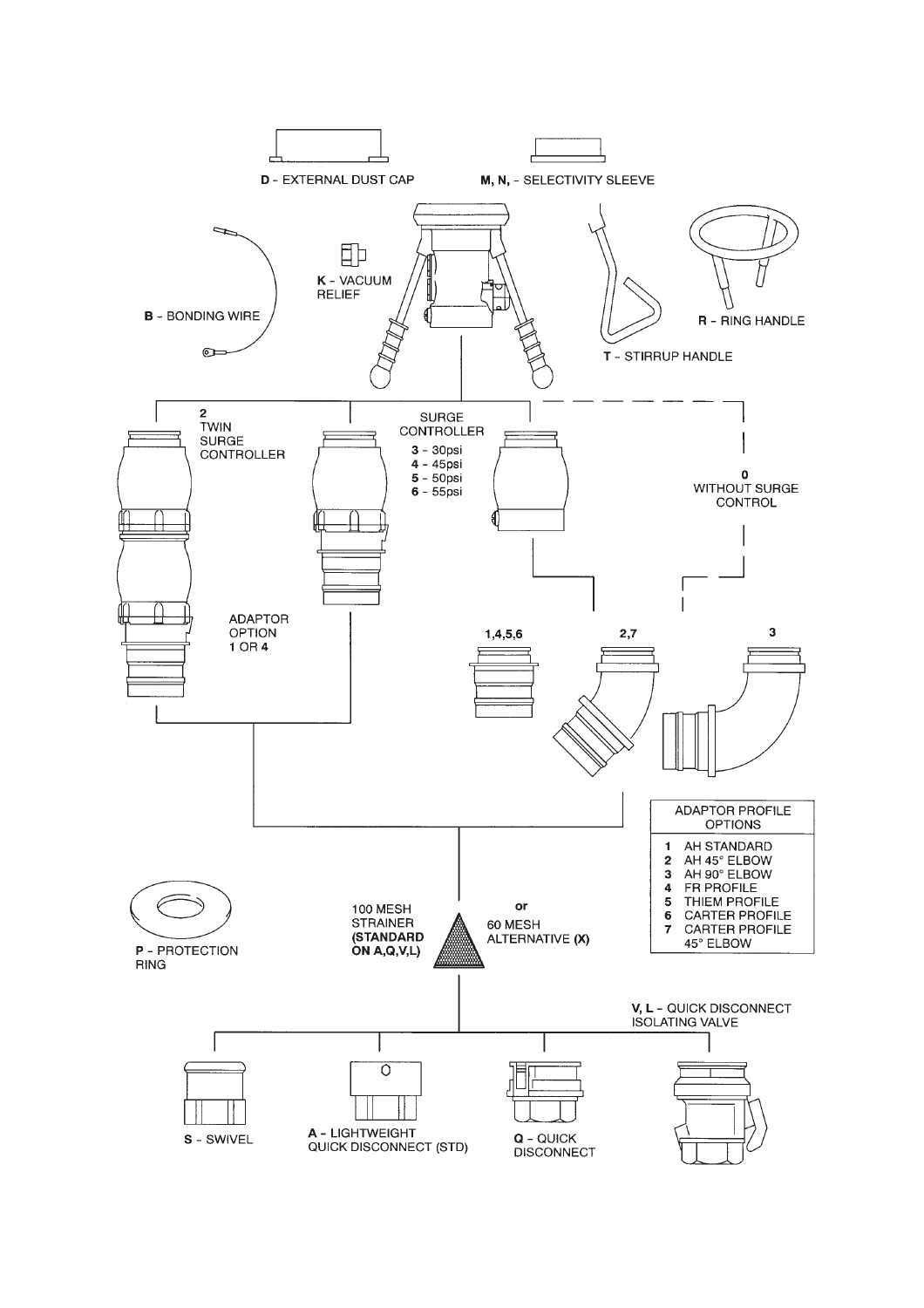**D** - EXTERNAL DUST CAP

**M, N,** - SELECTIVITY SLEEVE

**K** - VACUUM RELIEF

**B** - BONDING WIRE

**R** - RING HANDLE

**T** - STIRRUP HANDLE

**2** TWIN SURGE CONTROLLER

SURGE CONTROLLER
**3** - 30psi
**4** - 45psi
**5** - 50psi
**6** - 55psi

**0** WITHOUT SURGE CONTROL

ADAPTOR OPTION 1 OR **4**

**1,4,5,6**

**2,7**

**3**

| ADAPTOR PROFILE OPTIONS | |
|---|---|
| **1** | AH STANDARD |
| **2** | AH 45° ELBOW |
| **3** | AH 90° ELBOW |
| **4** | FR PROFILE |
| **5** | THIEM PROFILE |
| **6** | CARTER PROFILE |
| **7** | CARTER PROFILE 45° ELBOW |

**P** - PROTECTION RING

100 MESH STRAINER **(STANDARD ON A,Q,V,L)**

**or**

60 MESH ALTERNATIVE **(X)**

**V, L** - QUICK DISCONNECT ISOLATING VALVE

**S** - SWIVEL

**A** - LIGHTWEIGHT QUICK DISCONNECT (STD)

**Q** - QUICK DISCONNECT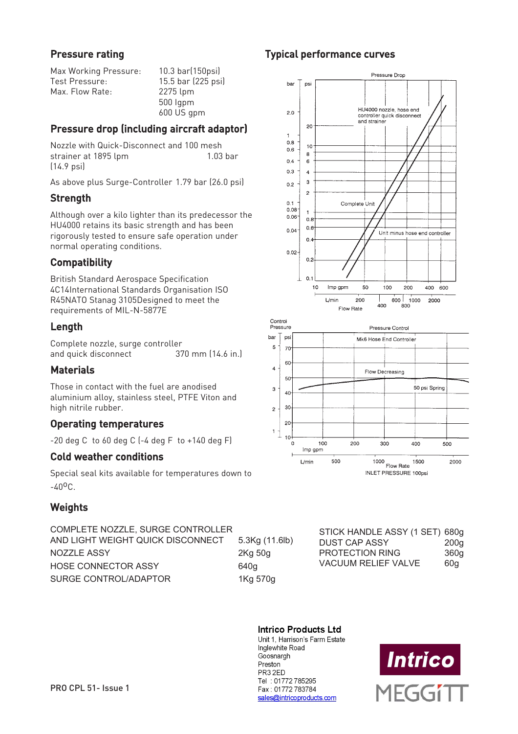## Pressure rating

| | |
|---|---|
| Max Working Pressure: | 10.3 bar(150psi) |
| Test Pressure: | 15.5 bar (225 psi) |
| Max. Flow Rate: | 2275 lpm |
| | 500 Igpm |
| | 600 US gpm |

## Pressure drop (including aircraft adaptor)

Nozzle with Quick-Disconnect and 100 mesh strainer at 1895 lpm 1.03 bar (14.9 psi)

As above plus Surge-Controller 1.79 bar (26.0 psi)

## Strength

Although over a kilo lighter than its predecessor the HU4000 retains its basic strength and has been rigorously tested to ensure safe operation under normal operating conditions.

## Compatibility

British Standard Aerospace Specification 4C14International Standards Organisation ISO R45NATO Stanag 3105Designed to meet the requirements of MIL-N-5877E

## Length

Complete nozzle, surge controller and quick disconnect 370 mm (14.6 in.)

## Materials

Those in contact with the fuel are anodised aluminium alloy, stainless steel, PTFE Viton and high nitrile rubber.

## Operating temperatures

-20 deg C to 60 deg C (-4 deg F to +140 deg F)

## Cold weather conditions

Special seal kits available for temperatures down to -40°C.

## Typical performance curves

Pressure Drop

bar psi

2.0 20 1 0.8 0.6 0.4 0.3 0.2 0.1 0.08 0.06 0.04 0.02

10 8 6 4 3 2 1 0.8 0.6 0.4 0.2 0.1

HU4000 nozzle, hose end controller quick disconnect and strainer

Complete Unit

Unit minus hose end controller

10 Imp gpm 50 100 200 400 600

L/min 200 400 600 800 1000 2000

Flow Rate

Control Pressure

Pressure Control

bar psi

5 4 3 2 1

70 60 50 40 30 20 10

Mk6 Hose End Controller

Flow Decreasing

50 psi Spring

0 100 200 300 400 500

Imp gpm

L/min 500 1000 1500 2000

Flow Rate

INLET PRESSURE 100psi

## Weights

| | |
|---|---|
| COMPLETE NOZZLE, SURGE CONTROLLER AND LIGHT WEIGHT QUICK DISCONNECT | 5.3Kg (11.6lb) |
| NOZZLE ASSY | 2Kg 50g |
| HOSE CONNECTOR ASSY | 640g |
| SURGE CONTROL/ADAPTOR | 1Kg 570g |
| STICK HANDLE ASSY (1 SET) | 680g |
| DUST CAP ASSY | 200g |
| PROTECTION RING | 360g |
| VACUUM RELIEF VALVE | 60g |

**Intrico Products Ltd**
Unit 1, Harrison's Farm Estate
Inglewhite Road
Goosnargh
Preston
PR3 2ED
Tel : 01772 785295
Fax : 01772 783784
sales@intricoproducts.com

Intrico

MEGGITT

PRO CPL 51- Issue 1